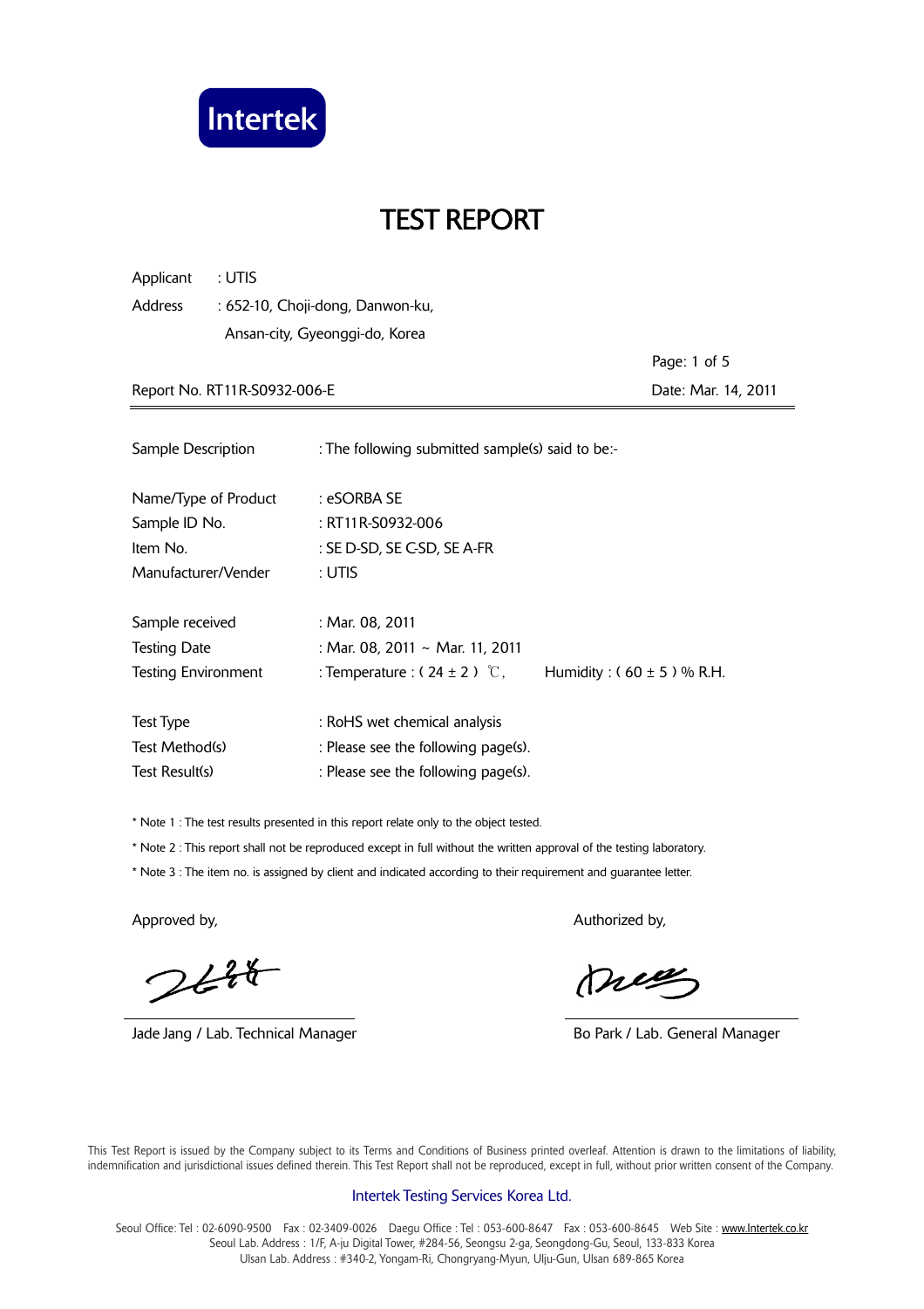Intertek

# TEST REPORT

Applicant : UTIS

Address : 652-10, Choji-dong, Danwon-ku, Ansan-city, Gyeonggi-do, Korea

Report No. RT11R-S0932-006-E

Date: Mar. 14, 2011

Sample Description : The following submitted sample(s) said to be:-

Name/Type of Product : eSORBA SE

Sample ID No. : RT11R-S0932-006

Item No. : SE D-SD, SE C-SD, SE A-FR

Manufacturer/Vender : UTIS

Sample received : Mar. 08, 2011

Testing Date : Mar. 08, 2011 ~ Mar. 11, 2011

Testing Environment : Temperature : ( 24 ± 2 ) ℃, Humidity : ( 60 ± 5 ) % R.H.

Test Type : RoHS wet chemical analysis

Test Method(s) : Please see the following page(s).

Test Result(s) : Please see the following page(s).

* Note 1 : The test results presented in this report relate only to the object tested.
* Note 2 : This report shall not be reproduced except in full without the written approval of the testing laboratory.
* Note 3 : The item no. is assigned by client and indicated according to their requirement and guarantee letter.

Approved by,

Jade Jang / Lab. Technical Manager

Authorized by,

Bo Park / Lab. General Manager

This Test Report is issued by the Company subject to its Terms and Conditions of Business printed overleaf. Attention is drawn to the limitations of liability, indemnification and jurisdictional issues defined therein. This Test Report shall not be reproduced, except in full, without prior written consent of the Company.

Intertek Testing Services Korea Ltd.

Seoul Office: Tel : 02-6090-9500 Fax : 02-3409-0026 Daegu Office : Tel : 053-600-8647 Fax : 053-600-8645 Web Site : www.Intertek.co.kr
Seoul Lab. Address : 1/F, A-ju Digital Tower, #284-56, Seongsu 2-ga, Seongdong-Gu, Seoul, 133-833 Korea
Ulsan Lab. Address : #340-2, Yongam-Ri, Chongryang-Myun, Ulju-Gun, Ulsan 689-865 Korea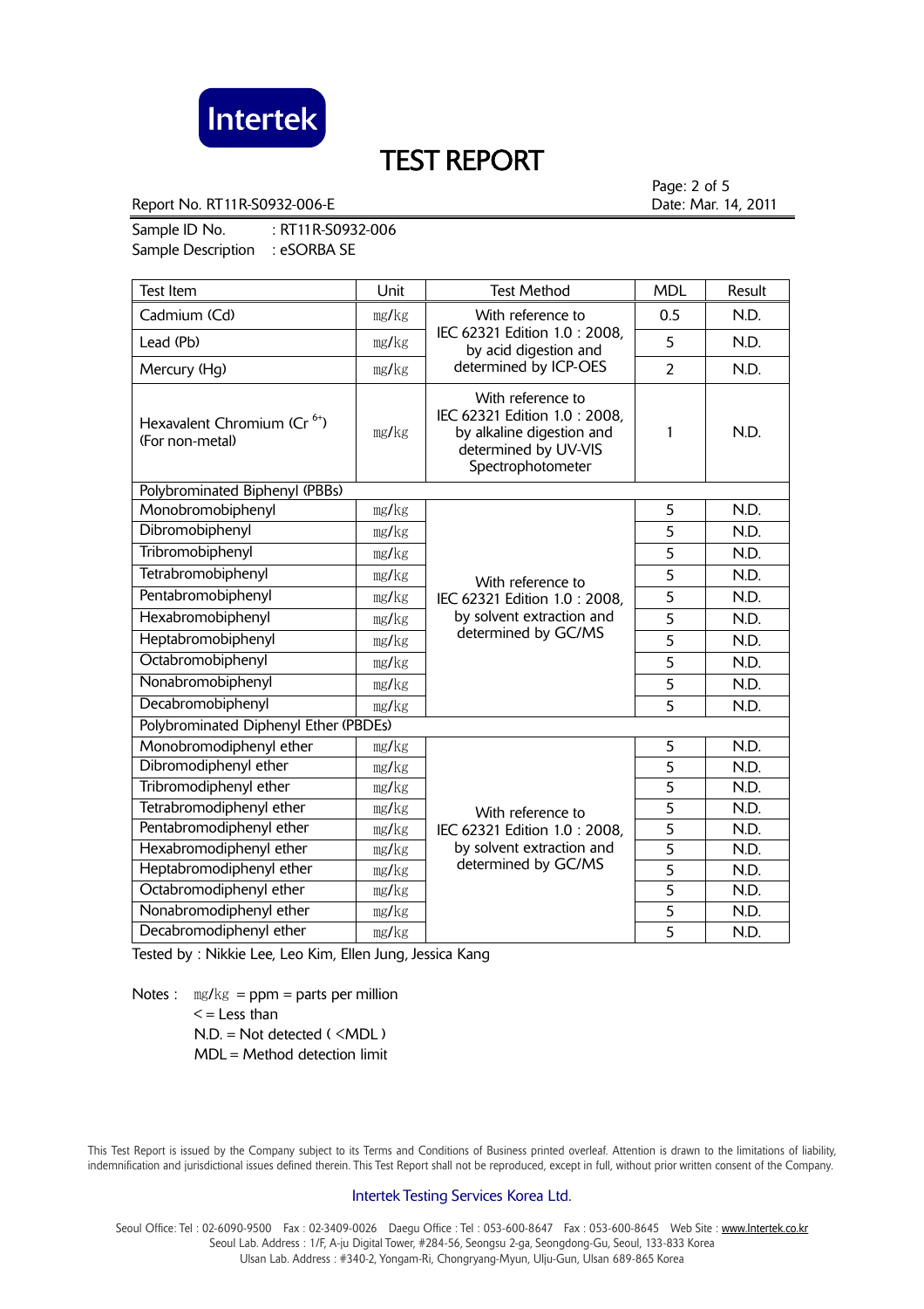Intertek

# TEST REPORT

Report No. RT11R-S0932-006-E

Date: Mar. 14, 2011

Sample ID No. : RT11R-S0932-006
Sample Description : eSORBA SE

| Test Item | Unit | Test Method | MDL | Result |
|---|---|---|---|---|
| Cadmium (Cd) | mg/kg | With reference to IEC 62321 Edition 1.0 : 2008, by acid digestion and determined by ICP-OES | 0.5 | N.D. |
| Lead (Pb) | mg/kg | | 5 | N.D. |
| Mercury (Hg) | mg/kg | | 2 | N.D. |
| Hexavalent Chromium ($Cr^{6+}$) (For non-metal) | mg/kg | With reference to IEC 62321 Edition 1.0 : 2008, by alkaline digestion and determined by UV-VIS Spectrophotometer | 1 | N.D. |
| Polybrominated Biphenyl (PBBs) | | | | |
| Monobromobiphenyl | mg/kg | With reference to IEC 62321 Edition 1.0 : 2008, by solvent extraction and determined by GC/MS | 5 | N.D. |
| Dibromobiphenyl | mg/kg | | 5 | N.D. |
| Tribromobiphenyl | mg/kg | | 5 | N.D. |
| Tetrabromobiphenyl | mg/kg | | 5 | N.D. |
| Pentabromobiphenyl | mg/kg | | 5 | N.D. |
| Hexabromobiphenyl | mg/kg | | 5 | N.D. |
| Heptabromobiphenyl | mg/kg | | 5 | N.D. |
| Octabromobiphenyl | mg/kg | | 5 | N.D. |
| Nonabromobiphenyl | mg/kg | | 5 | N.D. |
| Decabromobiphenyl | mg/kg | | 5 | N.D. |
| Polybrominated Diphenyl Ether (PBDEs) | | | | |
| Monobromodiphenyl ether | mg/kg | With reference to IEC 62321 Edition 1.0 : 2008, by solvent extraction and determined by GC/MS | 5 | N.D. |
| Dibromodiphenyl ether | mg/kg | | 5 | N.D. |
| Tribromodiphenyl ether | mg/kg | | 5 | N.D. |
| Tetrabromodiphenyl ether | mg/kg | | 5 | N.D. |
| Pentabromodiphenyl ether | mg/kg | | 5 | N.D. |
| Hexabromodiphenyl ether | mg/kg | | 5 | N.D. |
| Heptabromodiphenyl ether | mg/kg | | 5 | N.D. |
| Octabromodiphenyl ether | mg/kg | | 5 | N.D. |
| Nonabromodiphenyl ether | mg/kg | | 5 | N.D. |
| Decabromodiphenyl ether | mg/kg | | 5 | N.D. |

Tested by : Nikkie Lee, Leo Kim, Ellen Jung, Jessica Kang

Notes : mg/kg = ppm = parts per million
< = Less than
N.D. = Not detected ( <MDL )
MDL = Method detection limit

This Test Report is issued by the Company subject to its Terms and Conditions of Business printed overleaf. Attention is drawn to the limitations of liability, indemnification and jurisdictional issues defined therein. This Test Report shall not be reproduced, except in full, without prior written consent of the Company.

Intertek Testing Services Korea Ltd.

Seoul Office: Tel : 02-6090-9500 Fax : 02-3409-0026 Daegu Office : Tel : 053-600-8647 Fax : 053-600-8645 Web Site : www.Intertek.co.kr
Seoul Lab. Address : 1/F, A-ju Digital Tower, #284-56, Seongsu 2-ga, Seongdong-Gu, Seoul, 133-833 Korea
Ulsan Lab. Address : #340-2, Yongam-Ri, Chongryang-Myun, Ulju-Gun, Ulsan 689-865 Korea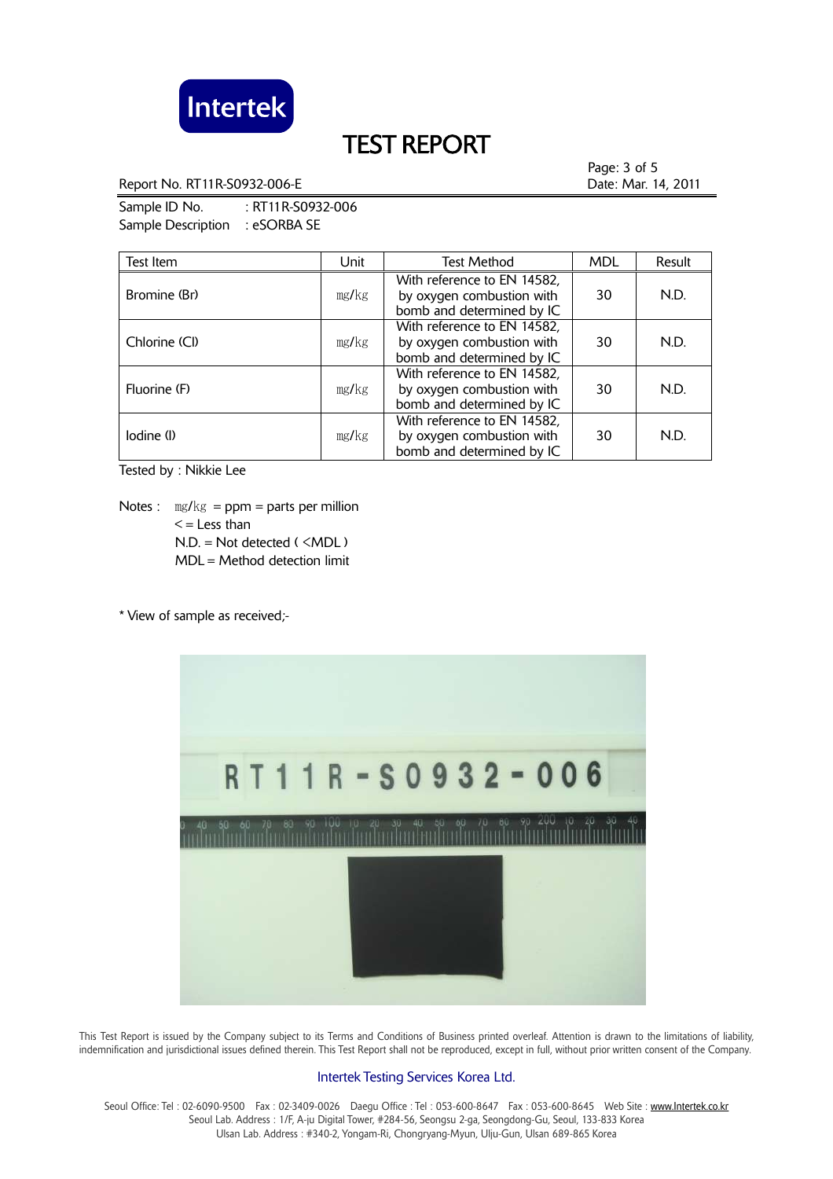# TEST REPORT

Report No. RT11R-S0932-006-E

Date: Mar. 14, 2011

Sample ID No. : RT11R-S0932-006
Sample Description : eSORBA SE

| Test Item | Unit | Test Method | MDL | Result |
|---|---|---|---|---|
| Bromine (Br) | mg/kg | With reference to EN 14582, by oxygen combustion with bomb and determined by IC | 30 | N.D. |
| Chlorine (Cl) | mg/kg | With reference to EN 14582, by oxygen combustion with bomb and determined by IC | 30 | N.D. |
| Fluorine (F) | mg/kg | With reference to EN 14582, by oxygen combustion with bomb and determined by IC | 30 | N.D. |
| Iodine (I) | mg/kg | With reference to EN 14582, by oxygen combustion with bomb and determined by IC | 30 | N.D. |

Tested by : Nikkie Lee

Notes : mg/kg = ppm = parts per million
< = Less than
N.D. = Not detected ( <MDL )
MDL = Method detection limit

* View of sample as received;-

This Test Report is issued by the Company subject to its Terms and Conditions of Business printed overleaf. Attention is drawn to the limitations of liability, indemnification and jurisdictional issues defined therein. This Test Report shall not be reproduced, except in full, without prior written consent of the Company.

Intertek Testing Services Korea Ltd.

Seoul Office: Tel : 02-6090-9500 Fax : 02-3409-0026 Daegu Office : Tel : 053-600-8647 Fax : 053-600-8645 Web Site : www.Intertek.co.kr
Seoul Lab. Address : 1/F, A-ju Digital Tower, #284-56, Seongsu 2-ga, Seongdong-Gu, Seoul, 133-833 Korea
Ulsan Lab. Address : #340-2, Yongam-Ri, Chongryang-Myun, Ulju-Gun, Ulsan 689-865 Korea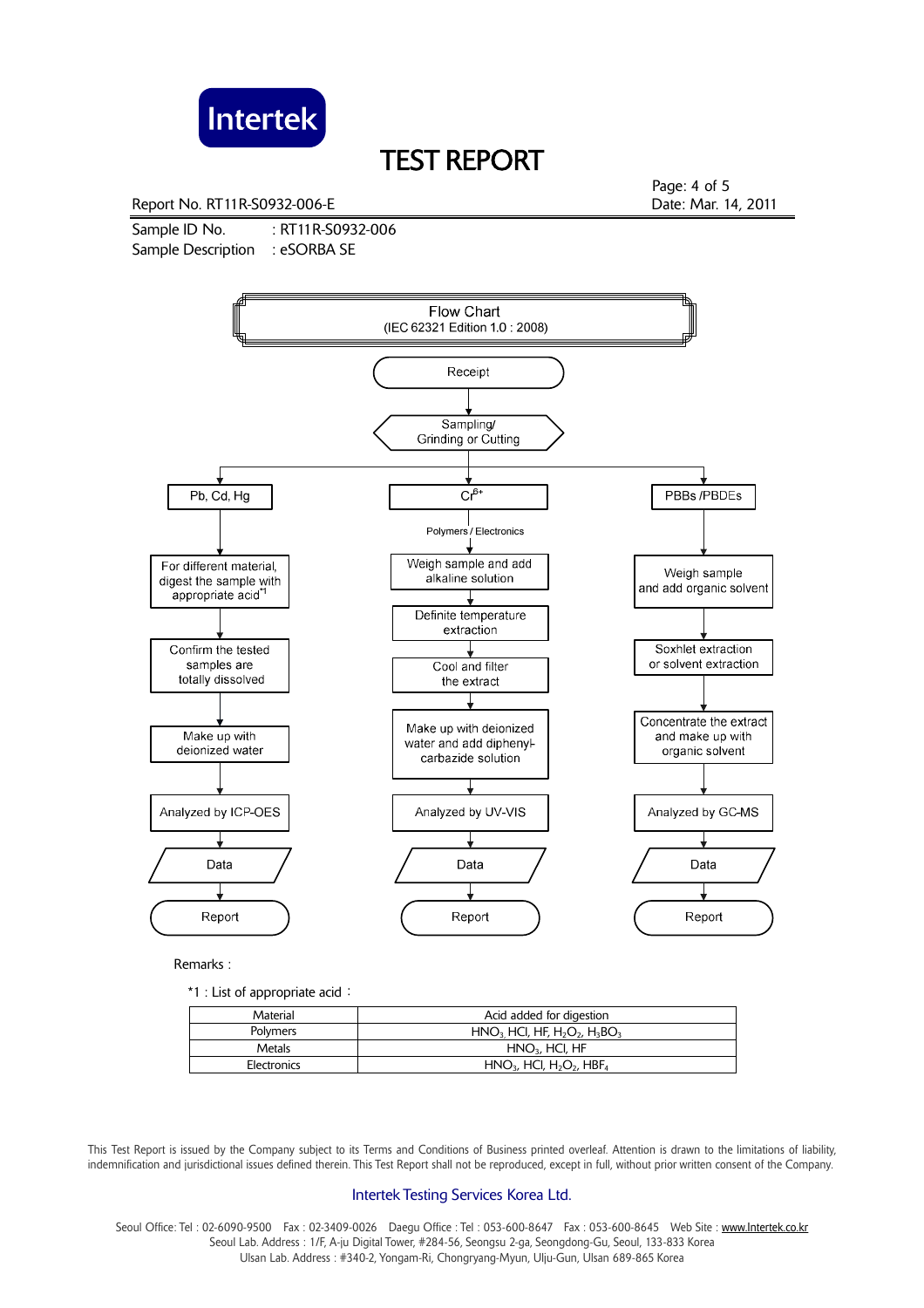# TEST REPORT

Report No. RT11R-S0932-006-E

Date: Mar. 14, 2011

Sample ID No. : RT11R-S0932-006

Sample Description : eSORBA SE

## Flow Chart
(IEC 62321 Edition 1.0 : 2008)

Receipt → Sampling/ Grinding or Cutting

**Pb, Cd, Hg**
- For different material, digest the sample with appropriate acid*1
- Confirm the tested samples are totally dissolved
- Make up with deionized water
- Analyzed by ICP-OES
- Data
- Report

**$Cr^{6+}$**

Polymers / Electronics
- Weigh sample and add alkaline solution
- Definite temperature extraction
- Cool and filter the extract
- Make up with deionized water and add diphenyl-carbazide solution
- Analyzed by UV-VIS
- Data
- Report

**PBBs /PBDEs**
- Weigh sample and add organic solvent
- Soxhlet extraction or solvent extraction
- Concentrate the extract and make up with organic solvent
- Analyzed by GC-MS
- Data
- Report

Remarks :

*1 : List of appropriate acid :

| Material | Acid added for digestion |
|---|---|
| Polymers | $HNO_3$, HCl, HF, $H_2O_2$, $H_3BO_3$ |
| Metals | $HNO_3$, HCl, HF |
| Electronics | $HNO_3$, HCl, $H_2O_2$, $HBF_4$ |

This Test Report is issued by the Company subject to its Terms and Conditions of Business printed overleaf. Attention is drawn to the limitations of liability, indemnification and jurisdictional issues defined therein. This Test Report shall not be reproduced, except in full, without prior written consent of the Company.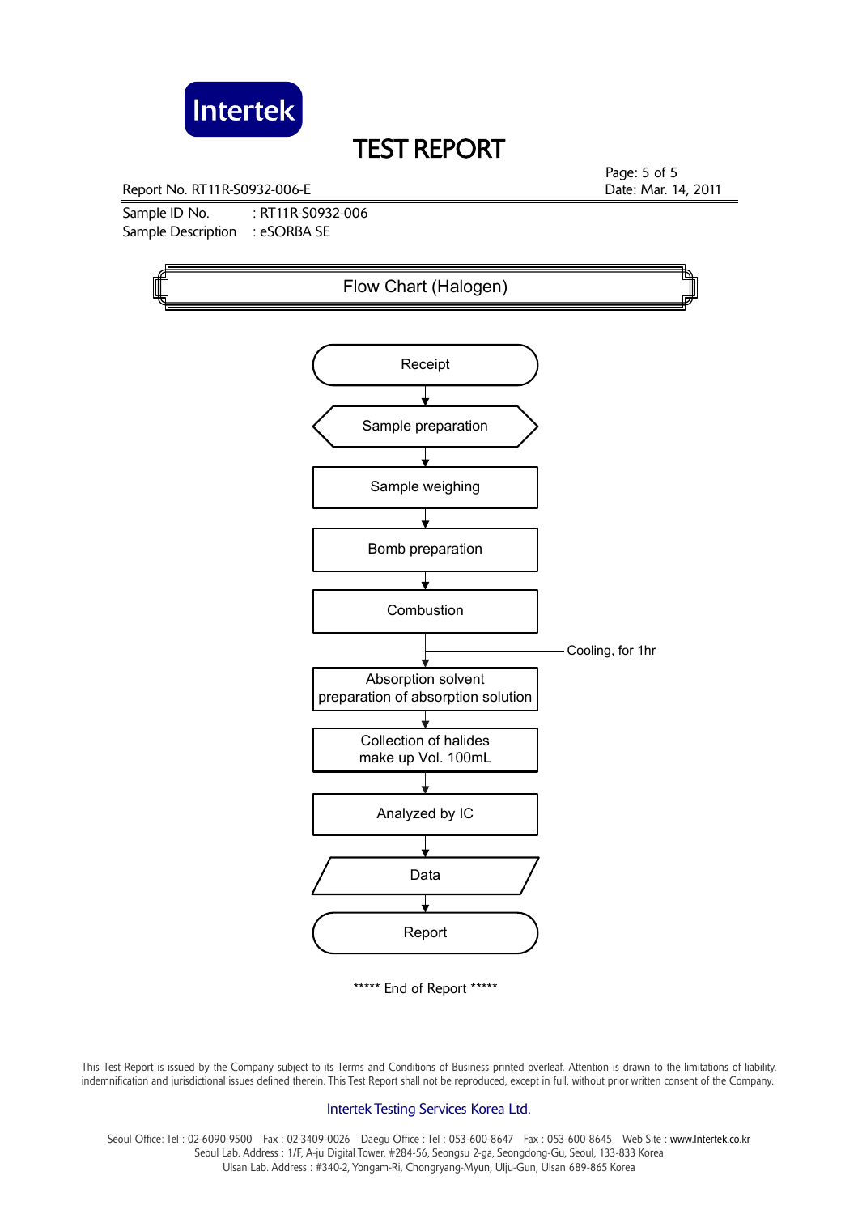**Intertek**

# TEST REPORT

Report No. RT11R-S0932-006-E

Date: Mar. 14, 2011

Sample ID No. : RT11R-S0932-006

Sample Description : eSORBA SE

## Flow Chart (Halogen)

Receipt

Sample preparation

Sample weighing

Bomb preparation

Combustion

Cooling, for 1hr

Absorption solvent preparation of absorption solution

Collection of halides make up Vol. 100mL

Analyzed by IC

Data

Report

***** End of Report *****

This Test Report is issued by the Company subject to its Terms and Conditions of Business printed overleaf. Attention is drawn to the limitations of liability, indemnification and jurisdictional issues defined therein. This Test Report shall not be reproduced, except in full, without prior written consent of the Company.

Intertek Testing Services Korea Ltd.

Seoul Office: Tel : 02-6090-9500 Fax : 02-3409-0026 Daegu Office : Tel : 053-600-8647 Fax : 053-600-8645 Web Site : www.Intertek.co.kr
Seoul Lab. Address : 1/F, A-ju Digital Tower, #284-56, Seongsu 2-ga, Seongdong-Gu, Seoul, 133-833 Korea
Ulsan Lab. Address : #340-2, Yongam-Ri, Chongryang-Myun, Ulju-Gun, Ulsan 689-865 Korea